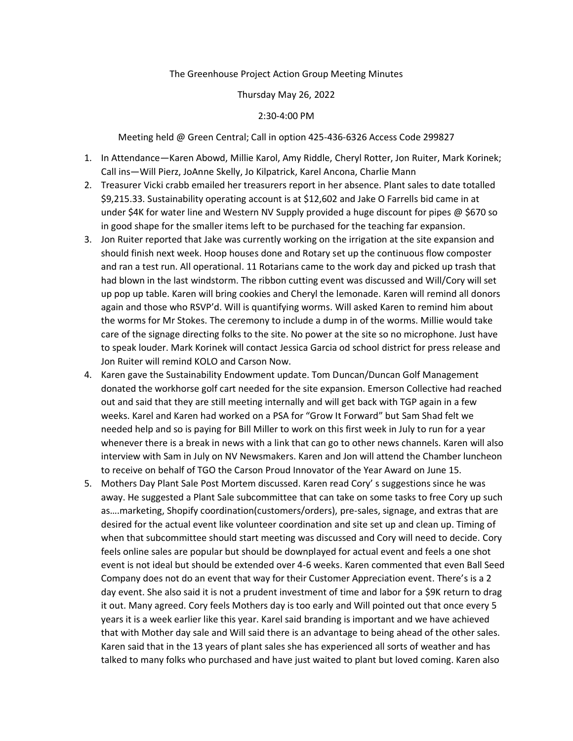The Greenhouse Project Action Group Meeting Minutes

Thursday May 26, 2022

2:30-4:00 PM

Meeting held @ Green Central; Call in option 425-436-6326 Access Code 299827

1. In Attendance—Karen Abowd, Millie Karol, Amy Riddle, Cheryl Rotter, Jon Ruiter, Mark Korinek; Call ins—Will Pierz, JoAnne Skelly, Jo Kilpatrick, Karel Ancona, Charlie Mann
2. Treasurer Vicki crabb emailed her treasurers report in her absence. Plant sales to date totalled $9,215.33. Sustainability operating account is at $12,602 and Jake O Farrells bid came in at under $4K for water line and Western NV Supply provided a huge discount for pipes @ $670 so in good shape for the smaller items left to be purchased for the teaching far expansion.
3. Jon Ruiter reported that Jake was currently working on the irrigation at the site expansion and should finish next week. Hoop houses done and Rotary set up the continuous flow composter and ran a test run. All operational. 11 Rotarians came to the work day and picked up trash that had blown in the last windstorm. The ribbon cutting event was discussed and Will/Cory will set up pop up table. Karen will bring cookies and Cheryl the lemonade. Karen will remind all donors again and those who RSVP'd. Will is quantifying worms. Will asked Karen to remind him about the worms for Mr Stokes. The ceremony to include a dump in of the worms. Millie would take care of the signage directing folks to the site. No power at the site so no microphone. Just have to speak louder. Mark Korinek will contact Jessica Garcia od school district for press release and Jon Ruiter will remind KOLO and Carson Now.
4. Karen gave the Sustainability Endowment update. Tom Duncan/Duncan Golf Management donated the workhorse golf cart needed for the site expansion. Emerson Collective had reached out and said that they are still meeting internally and will get back with TGP again in a few weeks. Karel and Karen had worked on a PSA for "Grow It Forward" but Sam Shad felt we needed help and so is paying for Bill Miller to work on this first week in July to run for a year whenever there is a break in news with a link that can go to other news channels. Karen will also interview with Sam in July on NV Newsmakers. Karen and Jon will attend the Chamber luncheon to receive on behalf of TGO the Carson Proud Innovator of the Year Award on June 15.
5. Mothers Day Plant Sale Post Mortem discussed. Karen read Cory' s suggestions since he was away. He suggested a Plant Sale subcommittee that can take on some tasks to free Cory up such as....marketing, Shopify coordination(customers/orders), pre-sales, signage, and extras that are desired for the actual event like volunteer coordination and site set up and clean up. Timing of when that subcommittee should start meeting was discussed and Cory will need to decide. Cory feels online sales are popular but should be downplayed for actual event and feels a one shot event is not ideal but should be extended over 4-6 weeks. Karen commented that even Ball Seed Company does not do an event that way for their Customer Appreciation event. There's is a 2 day event. She also said it is not a prudent investment of time and labor for a $9K return to drag it out. Many agreed. Cory feels Mothers day is too early and Will pointed out that once every 5 years it is a week earlier like this year. Karel said branding is important and we have achieved that with Mother day sale and Will said there is an advantage to being ahead of the other sales. Karen said that in the 13 years of plant sales she has experienced all sorts of weather and has talked to many folks who purchased and have just waited to plant but loved coming. Karen also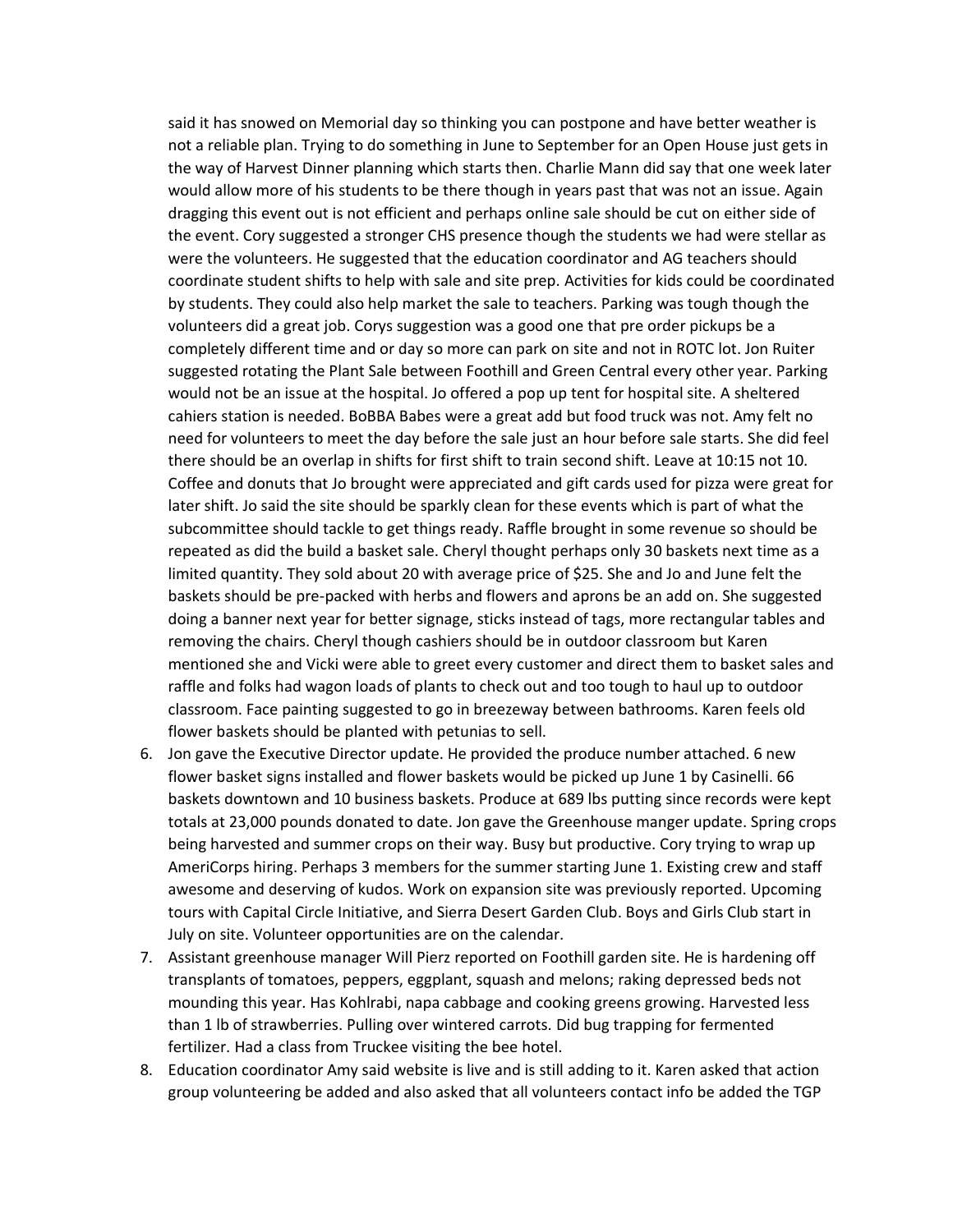said it has snowed on Memorial day so thinking you can postpone and have better weather is not a reliable plan. Trying to do something in June to September for an Open House just gets in the way of Harvest Dinner planning which starts then. Charlie Mann did say that one week later would allow more of his students to be there though in years past that was not an issue. Again dragging this event out is not efficient and perhaps online sale should be cut on either side of the event. Cory suggested a stronger CHS presence though the students we had were stellar as were the volunteers. He suggested that the education coordinator and AG teachers should coordinate student shifts to help with sale and site prep. Activities for kids could be coordinated by students. They could also help market the sale to teachers. Parking was tough though the volunteers did a great job. Corys suggestion was a good one that pre order pickups be a completely different time and or day so more can park on site and not in ROTC lot. Jon Ruiter suggested rotating the Plant Sale between Foothill and Green Central every other year. Parking would not be an issue at the hospital. Jo offered a pop up tent for hospital site. A sheltered cahiers station is needed. BoBBA Babes were a great add but food truck was not. Amy felt no need for volunteers to meet the day before the sale just an hour before sale starts. She did feel there should be an overlap in shifts for first shift to train second shift. Leave at 10:15 not 10. Coffee and donuts that Jo brought were appreciated and gift cards used for pizza were great for later shift. Jo said the site should be sparkly clean for these events which is part of what the subcommittee should tackle to get things ready. Raffle brought in some revenue so should be repeated as did the build a basket sale. Cheryl thought perhaps only 30 baskets next time as a limited quantity. They sold about 20 with average price of $25. She and Jo and June felt the baskets should be pre-packed with herbs and flowers and aprons be an add on. She suggested doing a banner next year for better signage, sticks instead of tags, more rectangular tables and removing the chairs. Cheryl though cashiers should be in outdoor classroom but Karen mentioned she and Vicki were able to greet every customer and direct them to basket sales and raffle and folks had wagon loads of plants to check out and too tough to haul up to outdoor classroom. Face painting suggested to go in breezeway between bathrooms. Karen feels old flower baskets should be planted with petunias to sell.

6. Jon gave the Executive Director update. He provided the produce number attached. 6 new flower basket signs installed and flower baskets would be picked up June 1 by Casinelli. 66 baskets downtown and 10 business baskets. Produce at 689 lbs putting since records were kept totals at 23,000 pounds donated to date. Jon gave the Greenhouse manger update. Spring crops being harvested and summer crops on their way. Busy but productive. Cory trying to wrap up AmeriCorps hiring. Perhaps 3 members for the summer starting June 1. Existing crew and staff awesome and deserving of kudos. Work on expansion site was previously reported. Upcoming tours with Capital Circle Initiative, and Sierra Desert Garden Club. Boys and Girls Club start in July on site. Volunteer opportunities are on the calendar.
7. Assistant greenhouse manager Will Pierz reported on Foothill garden site. He is hardening off transplants of tomatoes, peppers, eggplant, squash and melons; raking depressed beds not mounding this year. Has Kohlrabi, napa cabbage and cooking greens growing. Harvested less than 1 lb of strawberries. Pulling over wintered carrots. Did bug trapping for fermented fertilizer. Had a class from Truckee visiting the bee hotel.
8. Education coordinator Amy said website is live and is still adding to it. Karen asked that action group volunteering be added and also asked that all volunteers contact info be added the TGP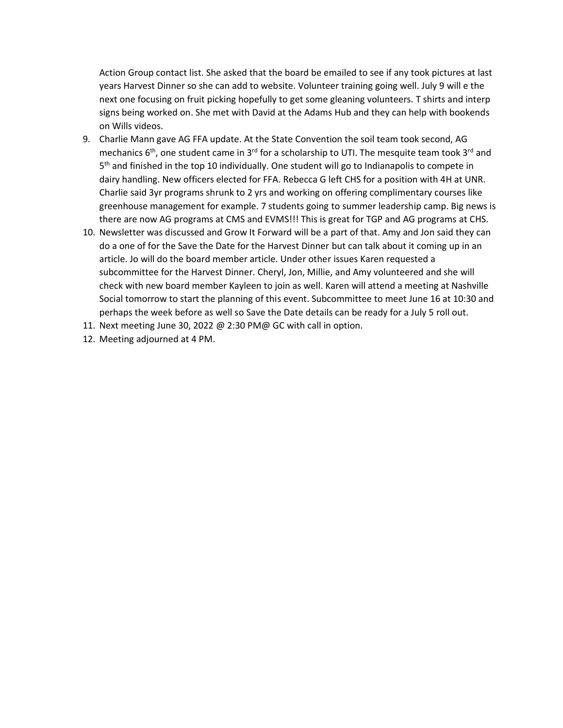Action Group contact list. She asked that the board be emailed to see if any took pictures at last years Harvest Dinner so she can add to website. Volunteer training going well. July 9 will e the next one focusing on fruit picking hopefully to get some gleaning volunteers. T shirts and interp signs being worked on. She met with David at the Adams Hub and they can help with bookends on Wills videos.

9. Charlie Mann gave AG FFA update. At the State Convention the soil team took second, AG mechanics 6th, one student came in 3rd for a scholarship to UTI. The mesquite team took 3rd and 5th and finished in the top 10 individually. One student will go to Indianapolis to compete in dairy handling. New officers elected for FFA. Rebecca G left CHS for a position with 4H at UNR. Charlie said 3yr programs shrunk to 2 yrs and working on offering complimentary courses like greenhouse management for example. 7 students going to summer leadership camp. Big news is there are now AG programs at CMS and EVMS!!! This is great for TGP and AG programs at CHS.
10. Newsletter was discussed and Grow It Forward will be a part of that. Amy and Jon said they can do a one of for the Save the Date for the Harvest Dinner but can talk about it coming up in an article. Jo will do the board member article. Under other issues Karen requested a subcommittee for the Harvest Dinner. Cheryl, Jon, Millie, and Amy volunteered and she will check with new board member Kayleen to join as well. Karen will attend a meeting at Nashville Social tomorrow to start the planning of this event. Subcommittee to meet June 16 at 10:30 and perhaps the week before as well so Save the Date details can be ready for a July 5 roll out.
11. Next meeting June 30, 2022 @ 2:30 PM@ GC with call in option.
12. Meeting adjourned at 4 PM.